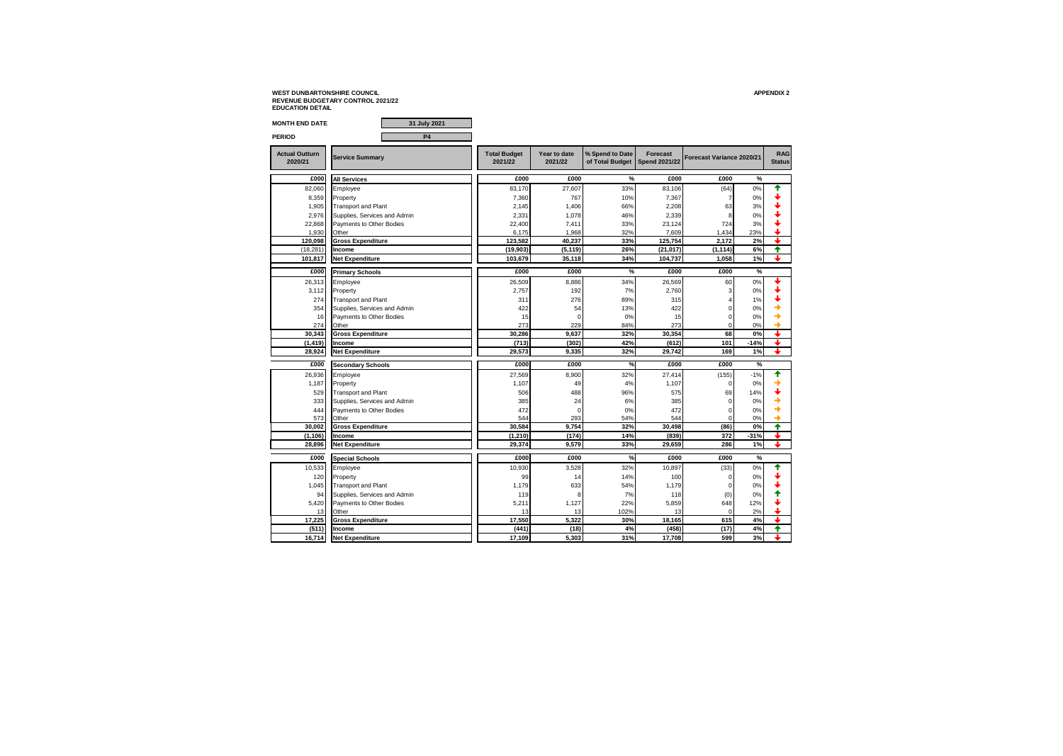**WEST DUNBARTONSHIRE COUNCIL**
**REVENUE BUDGETARY CONTROL 2021/22**
**EDUCATION DETAIL**

**APPENDIX 2**

**MONTH END DATE** 31 July 2021

**PERIOD** P4

| Actual Outturn 2020/21 | Service Summary | Total Budget 2021/22 | Year to date 2021/22 | % Spend to Date of Total Budget | Forecast Spend 2021/22 | Forecast Variance 2020/21 | | RAG Status |
|---|---|---|---|---|---|---|---|---|
| £000 | **All Services** | £000 | £000 | % | £000 | £000 | % | |
| 82,060 | Employee | 83,170 | 27,607 | 33% | 83,106 | (64) | 0% | ↑ |
| 8,359 | Property | 7,360 | 767 | 10% | 7,367 | 7 | 0% | ↓ |
| 1,905 | Transport and Plant | 2,145 | 1,406 | 66% | 2,208 | 63 | 3% | ↓ |
| 2,976 | Supplies, Services and Admin | 2,331 | 1,078 | 46% | 2,339 | 8 | 0% | ↓ |
| 22,868 | Payments to Other Bodies | 22,400 | 7,411 | 33% | 23,124 | 724 | 3% | ↓ |
| 1,930 | Other | 6,175 | 1,968 | 32% | 7,609 | 1,434 | 23% | ↓ |
| **120,098** | **Gross Expenditure** | **123,582** | **40,237** | **33%** | **125,754** | **2,172** | **2%** | ↓ |
| (18,281) | **Income** | **(19,903)** | **(5,119)** | **26%** | **(21,017)** | **(1,114)** | **6%** | ↑ |
| **101,817** | **Net Expenditure** | **103,679** | **35,118** | **34%** | **104,737** | **1,058** | **1%** | ↓ |
| £000 | **Primary Schools** | £000 | £000 | % | £000 | £000 | % | |
| 26,313 | Employee | 26,509 | 8,886 | 34% | 26,569 | 60 | 0% | ↓ |
| 3,112 | Property | 2,757 | 192 | 7% | 2,760 | 3 | 0% | ↓ |
| 274 | Transport and Plant | 311 | 276 | 89% | 315 | 4 | 1% | ↓ |
| 354 | Supplies, Services and Admin | 422 | 54 | 13% | 422 | 0 | 0% | → |
| 16 | Payments to Other Bodies | 15 | 0 | 0% | 15 | 0 | 0% | → |
| 274 | Other | 273 | 229 | 84% | 273 | 0 | 0% | → |
| **30,343** | **Gross Expenditure** | **30,286** | **9,637** | **32%** | **30,354** | **68** | **0%** | ↓ |
| **(1,419)** | **Income** | **(713)** | **(302)** | **42%** | **(612)** | **101** | **-14%** | ↓ |
| **28,924** | **Net Expenditure** | **29,573** | **9,335** | **32%** | **29,742** | **169** | **1%** | ↓ |
| £000 | **Secondary Schools** | £000 | £000 | % | £000 | £000 | % | |
| 26,936 | Employee | 27,569 | 8,900 | 32% | 27,414 | (155) | -1% | ↑ |
| 1,187 | Property | 1,107 | 49 | 4% | 1,107 | 0 | 0% | → |
| 529 | Transport and Plant | 506 | 488 | 96% | 575 | 69 | 14% | ↓ |
| 333 | Supplies, Services and Admin | 385 | 24 | 6% | 385 | 0 | 0% | → |
| 444 | Payments to Other Bodies | 472 | 0 | 0% | 472 | 0 | 0% | → |
| 573 | Other | 544 | 293 | 54% | 544 | 0 | 0% | → |
| **30,002** | **Gross Expenditure** | **30,584** | **9,754** | **32%** | **30,498** | **(86)** | **0%** | ↑ |
| **(1,106)** | **Income** | **(1,210)** | **(174)** | **14%** | **(839)** | **372** | **-31%** | ↓ |
| **28,896** | **Net Expenditure** | **29,374** | **9,579** | **33%** | **29,659** | **286** | **1%** | ↓ |
| £000 | **Special Schools** | £000 | £000 | % | £000 | £000 | % | |
| 10,533 | Employee | 10,930 | 3,528 | 32% | 10,897 | (33) | 0% | ↑ |
| 120 | Property | 99 | 14 | 14% | 100 | 0 | 0% | ↓ |
| 1,045 | Transport and Plant | 1,179 | 633 | 54% | 1,179 | 0 | 0% | ↓ |
| 94 | Supplies, Services and Admin | 119 | 8 | 7% | 118 | (0) | 0% | ↑ |
| 5,420 | Payments to Other Bodies | 5,211 | 1,127 | 22% | 5,859 | 648 | 12% | ↓ |
| 13 | Other | 13 | 13 | 102% | 13 | 0 | 2% | ↓ |
| **17,225** | **Gross Expenditure** | **17,550** | **5,322** | **30%** | **18,165** | **615** | **4%** | ↓ |
| **(511)** | **Income** | **(441)** | **(18)** | **4%** | **(458)** | **(17)** | **4%** | ↑ |
| **16,714** | **Net Expenditure** | **17,109** | **5,303** | **31%** | **17,708** | **599** | **3%** | ↓ |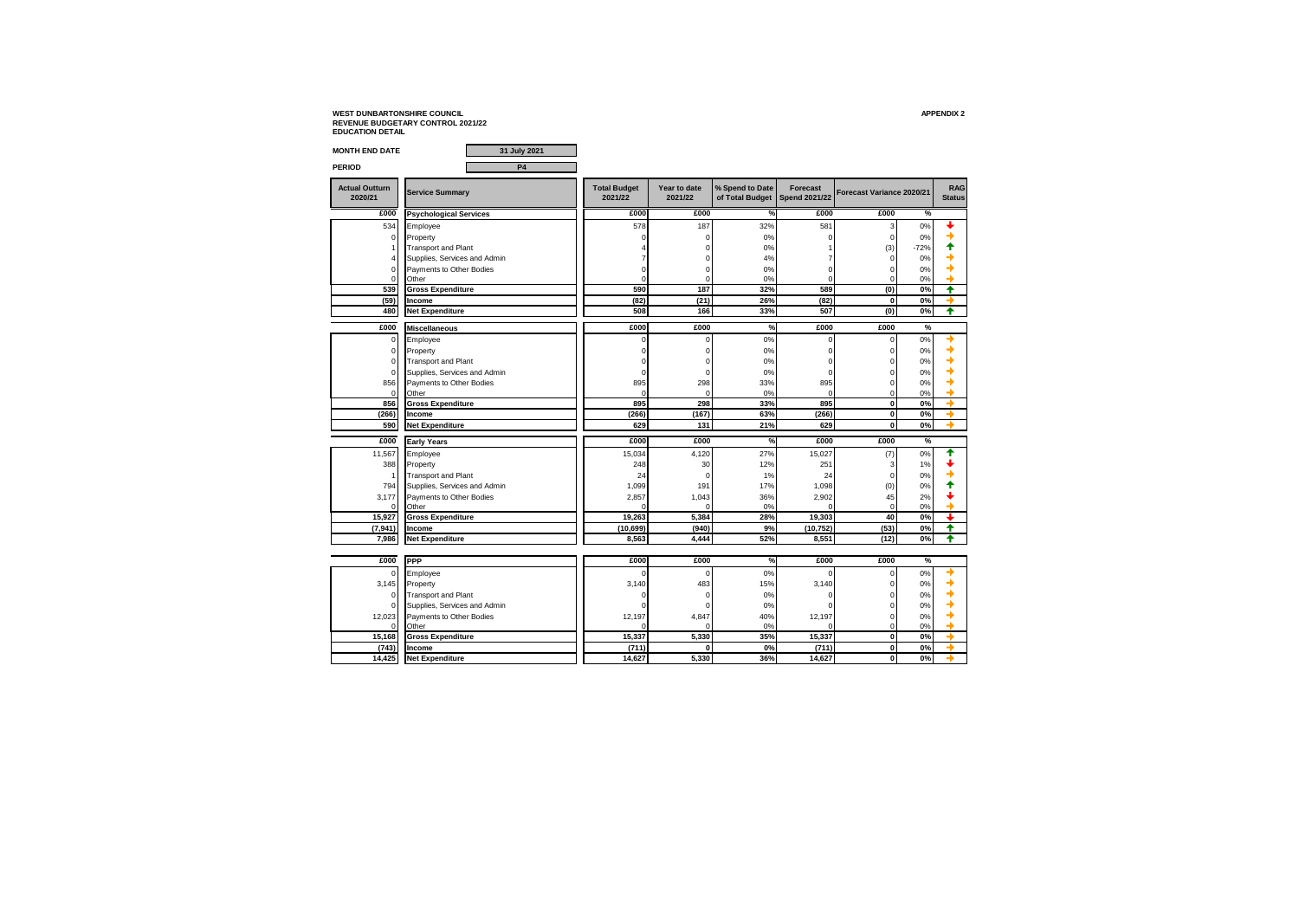**WEST DUNBARTONSHIRE COUNCIL**
**REVENUE BUDGETARY CONTROL 2021/22**
**EDUCATION DETAIL**

**APPENDIX 2**

**MONTH END DATE** 31 July 2021

**PERIOD** P4

| Actual Outturn 2020/21 | Service Summary | Total Budget 2021/22 | Year to date 2021/22 | % Spend to Date of Total Budget | Forecast Spend 2021/22 | Forecast Variance 2020/21 | | RAG Status |
|---|---|---|---|---|---|---|---|---|
| £000 | **Psychological Services** | £000 | £000 | % | £000 | £000 | % | |
| 534 | Employee | 578 | 187 | 32% | 581 | 3 | 0% | ↓ |
| 0 | Property | 0 | 0 | 0% | 0 | 0 | 0% | → |
| 1 | Transport and Plant | 4 | 0 | 0% | 1 | (3) | -72% | ↑ |
| 4 | Supplies, Services and Admin | 7 | 0 | 4% | 7 | 0 | 0% | → |
| 0 | Payments to Other Bodies | 0 | 0 | 0% | 0 | 0 | 0% | → |
| 0 | Other | 0 | 0 | 0% | 0 | 0 | 0% | → |
| **539** | **Gross Expenditure** | **590** | **187** | **32%** | **589** | **(0)** | **0%** | ↑ |
| **(59)** | **Income** | **(82)** | **(21)** | **26%** | **(82)** | **0** | **0%** | → |
| **480** | **Net Expenditure** | **508** | **166** | **33%** | **507** | **(0)** | **0%** | ↑ |
| £000 | **Miscellaneous** | £000 | £000 | % | £000 | £000 | % | |
| 0 | Employee | 0 | 0 | 0% | 0 | 0 | 0% | → |
| 0 | Property | 0 | 0 | 0% | 0 | 0 | 0% | → |
| 0 | Transport and Plant | 0 | 0 | 0% | 0 | 0 | 0% | → |
| 0 | Supplies, Services and Admin | 0 | 0 | 0% | 0 | 0 | 0% | → |
| 856 | Payments to Other Bodies | 895 | 298 | 33% | 895 | 0 | 0% | → |
| 0 | Other | 0 | 0 | 0% | 0 | 0 | 0% | → |
| **856** | **Gross Expenditure** | **895** | **298** | **33%** | **895** | **0** | **0%** | → |
| **(266)** | **Income** | **(266)** | **(167)** | **63%** | **(266)** | **0** | **0%** | → |
| **590** | **Net Expenditure** | **629** | **131** | **21%** | **629** | **0** | **0%** | → |
| £000 | **Early Years** | £000 | £000 | % | £000 | £000 | % | |
| 11,567 | Employee | 15,034 | 4,120 | 27% | 15,027 | (7) | 0% | ↑ |
| 388 | Property | 248 | 30 | 12% | 251 | 3 | 1% | ↓ |
| 1 | Transport and Plant | 24 | 0 | 1% | 24 | 0 | 0% | → |
| 794 | Supplies, Services and Admin | 1,099 | 191 | 17% | 1,098 | (0) | 0% | ↑ |
| 3,177 | Payments to Other Bodies | 2,857 | 1,043 | 36% | 2,902 | 45 | 2% | ↓ |
| 0 | Other | 0 | 0 | 0% | 0 | 0 | 0% | → |
| **15,927** | **Gross Expenditure** | **19,263** | **5,384** | **28%** | **19,303** | **40** | **0%** | ↓ |
| **(7,941)** | **Income** | **(10,699)** | **(940)** | **9%** | **(10,752)** | **(53)** | **0%** | ↑ |
| **7,986** | **Net Expenditure** | **8,563** | **4,444** | **52%** | **8,551** | **(12)** | **0%** | ↑ |
| £000 | **PPP** | £000 | £000 | % | £000 | £000 | % | |
| 0 | Employee | 0 | 0 | 0% | 0 | 0 | 0% | → |
| 3,145 | Property | 3,140 | 483 | 15% | 3,140 | 0 | 0% | → |
| 0 | Transport and Plant | 0 | 0 | 0% | 0 | 0 | 0% | → |
| 0 | Supplies, Services and Admin | 0 | 0 | 0% | 0 | 0 | 0% | → |
| 12,023 | Payments to Other Bodies | 12,197 | 4,847 | 40% | 12,197 | 0 | 0% | → |
| 0 | Other | 0 | 0 | 0% | 0 | 0 | 0% | → |
| **15,168** | **Gross Expenditure** | **15,337** | **5,330** | **35%** | **15,337** | **0** | **0%** | → |
| **(743)** | **Income** | **(711)** | **0** | **0%** | **(711)** | **0** | **0%** | → |
| **14,425** | **Net Expenditure** | **14,627** | **5,330** | **36%** | **14,627** | **0** | **0%** | → |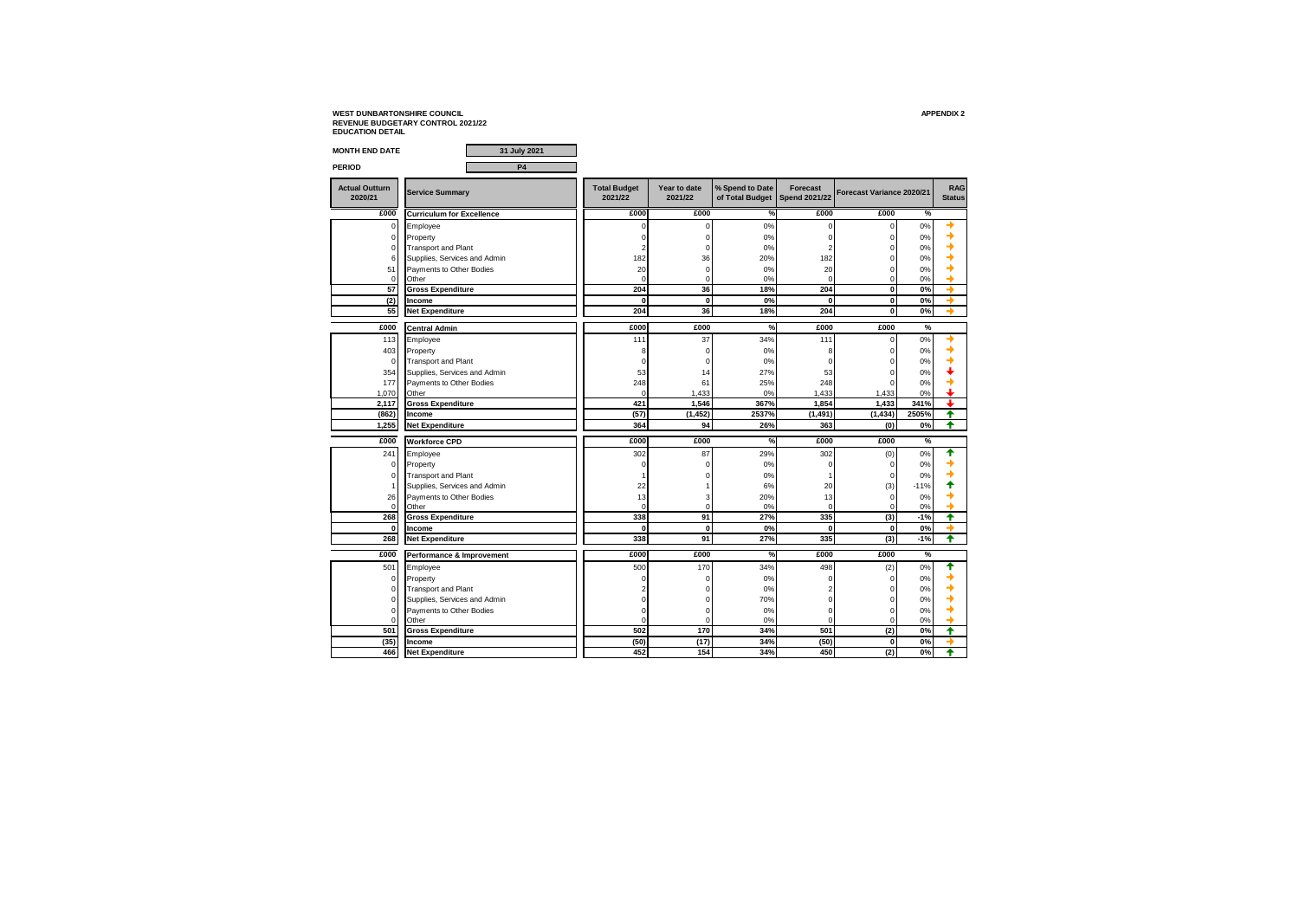**WEST DUNBARTONSHIRE COUNCIL**
**REVENUE BUDGETARY CONTROL 2021/22**
**EDUCATION DETAIL**

**APPENDIX 2**

**MONTH END DATE** 31 July 2021

**PERIOD** P4

| Actual Outturn 2020/21 | Service Summary | Total Budget 2021/22 | Year to date 2021/22 | % Spend to Date of Total Budget | Forecast Spend 2021/22 | Forecast Variance 2020/21 | | RAG Status |
|---|---|---|---|---|---|---|---|---|
| **£000** | **Curriculum for Excellence** | **£000** | **£000** | **%** | **£000** | **£000** | **%** | |
| 0 | Employee | 0 | 0 | 0% | 0 | 0 | 0% | → |
| 0 | Property | 0 | 0 | 0% | 0 | 0 | 0% | → |
| 0 | Transport and Plant | 2 | 0 | 0% | 2 | 0 | 0% | → |
| 6 | Supplies, Services and Admin | 182 | 36 | 20% | 182 | 0 | 0% | → |
| 51 | Payments to Other Bodies | 20 | 0 | 0% | 20 | 0 | 0% | → |
| 0 | Other | 0 | 0 | 0% | 0 | 0 | 0% | → |
| **57** | **Gross Expenditure** | **204** | **36** | **18%** | **204** | **0** | **0%** | → |
| **(2)** | **Income** | **0** | **0** | **0%** | **0** | **0** | **0%** | → |
| **55** | **Net Expenditure** | **204** | **36** | **18%** | **204** | **0** | **0%** | → |
| **£000** | **Central Admin** | **£000** | **£000** | **%** | **£000** | **£000** | **%** | |
| 113 | Employee | 111 | 37 | 34% | 111 | 0 | 0% | → |
| 403 | Property | 8 | 0 | 0% | 8 | 0 | 0% | → |
| 0 | Transport and Plant | 0 | 0 | 0% | 0 | 0 | 0% | → |
| 354 | Supplies, Services and Admin | 53 | 14 | 27% | 53 | 0 | 0% | ↓ |
| 177 | Payments to Other Bodies | 248 | 61 | 25% | 248 | 0 | 0% | → |
| 1,070 | Other | 0 | 1,433 | 0% | 1,433 | 1,433 | 0% | ↓ |
| **2,117** | **Gross Expenditure** | **421** | **1,546** | **367%** | **1,854** | **1,433** | **341%** | ↓ |
| **(862)** | **Income** | **(57)** | **(1,452)** | **2537%** | **(1,491)** | **(1,434)** | **2505%** | ↑ |
| **1,255** | **Net Expenditure** | **364** | **94** | **26%** | **363** | **(0)** | **0%** | ↑ |
| **£000** | **Workforce CPD** | **£000** | **£000** | **%** | **£000** | **£000** | **%** | |
| 241 | Employee | 302 | 87 | 29% | 302 | (0) | 0% | ↑ |
| 0 | Property | 0 | 0 | 0% | 0 | 0 | 0% | → |
| 0 | Transport and Plant | 1 | 0 | 0% | 1 | 0 | 0% | → |
| 1 | Supplies, Services and Admin | 22 | 1 | 6% | 20 | (3) | -11% | ↑ |
| 26 | Payments to Other Bodies | 13 | 3 | 20% | 13 | 0 | 0% | → |
| 0 | Other | 0 | 0 | 0% | 0 | 0 | 0% | → |
| **268** | **Gross Expenditure** | **338** | **91** | **27%** | **335** | **(3)** | **-1%** | ↑ |
| **0** | **Income** | **0** | **0** | **0%** | **0** | **0** | **0%** | → |
| **268** | **Net Expenditure** | **338** | **91** | **27%** | **335** | **(3)** | **-1%** | ↑ |
| **£000** | **Performance & Improvement** | **£000** | **£000** | **%** | **£000** | **£000** | **%** | |
| 501 | Employee | 500 | 170 | 34% | 498 | (2) | 0% | ↑ |
| 0 | Property | 0 | 0 | 0% | 0 | 0 | 0% | → |
| 0 | Transport and Plant | 2 | 0 | 0% | 2 | 0 | 0% | → |
| 0 | Supplies, Services and Admin | 0 | 0 | 70% | 0 | 0 | 0% | → |
| 0 | Payments to Other Bodies | 0 | 0 | 0% | 0 | 0 | 0% | → |
| 0 | Other | 0 | 0 | 0% | 0 | 0 | 0% | → |
| **501** | **Gross Expenditure** | **502** | **170** | **34%** | **501** | **(2)** | **0%** | ↑ |
| **(35)** | **Income** | **(50)** | **(17)** | **34%** | **(50)** | **0** | **0%** | → |
| **466** | **Net Expenditure** | **452** | **154** | **34%** | **450** | **(2)** | **0%** | ↑ |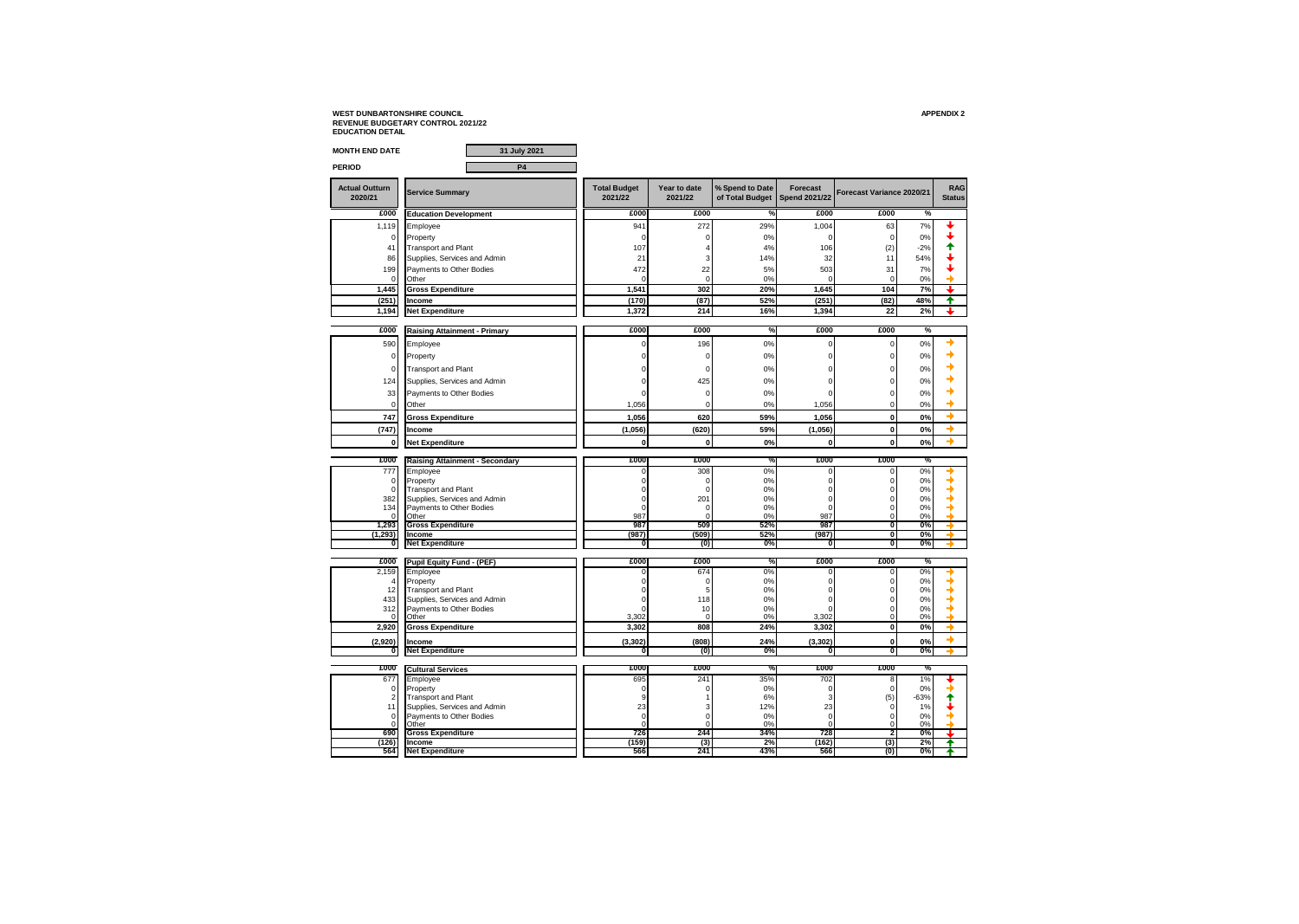**WEST DUNBARTONSHIRE COUNCIL**
**REVENUE BUDGETARY CONTROL 2021/22**
**EDUCATION DETAIL**

**APPENDIX 2**

**MONTH END DATE** 31 July 2021

**PERIOD** P4

| Actual Outturn 2020/21 | Service Summary | Total Budget 2021/22 | Year to date 2021/22 | % Spend to Date of Total Budget | Forecast Spend 2021/22 | Forecast Variance 2020/21 | | RAG Status |
|---|---|---|---|---|---|---|---|---|
| £000 | **Education Development** | £000 | £000 | % | £000 | £000 | % | |
| 1,119 | Employee | 941 | 272 | 29% | 1,004 | 63 | 7% | ↓ |
| 0 | Property | 0 | 0 | 0% | 0 | 0 | 0% | ↓ |
| 41 | Transport and Plant | 107 | 4 | 4% | 106 | (2) | -2% | ↑ |
| 86 | Supplies, Services and Admin | 21 | 3 | 14% | 32 | 11 | 54% | ↓ |
| 199 | Payments to Other Bodies | 472 | 22 | 5% | 503 | 31 | 7% | ↓ |
| 0 | Other | 0 | 0 | 0% | 0 | 0 | 0% | → |
| **1,445** | **Gross Expenditure** | **1,541** | **302** | **20%** | **1,645** | **104** | **7%** | ↓ |
| **(251)** | **Income** | **(170)** | **(87)** | **52%** | **(251)** | **(82)** | **48%** | ↑ |
| **1,194** | **Net Expenditure** | **1,372** | **214** | **16%** | **1,394** | **22** | **2%** | ↓ |
| £000 | **Raising Attainment - Primary** | £000 | £000 | % | £000 | £000 | % | |
| 590 | Employee | 0 | 196 | 0% | 0 | 0 | 0% | → |
| 0 | Property | 0 | 0 | 0% | 0 | 0 | 0% | → |
| 0 | Transport and Plant | 0 | 0 | 0% | 0 | 0 | 0% | → |
| 124 | Supplies, Services and Admin | 0 | 425 | 0% | 0 | 0 | 0% | → |
| 33 | Payments to Other Bodies | 0 | 0 | 0% | 0 | 0 | 0% | → |
| 0 | Other | 1,056 | 0 | 0% | 1,056 | 0 | 0% | → |
| **747** | **Gross Expenditure** | **1,056** | **620** | **59%** | **1,056** | **0** | **0%** | → |
| **(747)** | **Income** | **(1,056)** | **(620)** | **59%** | **(1,056)** | **0** | **0%** | → |
| **0** | **Net Expenditure** | **0** | **0** | **0%** | **0** | **0** | **0%** | → |
| £000 | **Raising Attainment - Secondary** | £000 | £000 | % | £000 | £000 | % | |
| 777 | Employee | 0 | 308 | 0% | 0 | 0 | 0% | → |
| 0 | Property | 0 | 0 | 0% | 0 | 0 | 0% | → |
| 0 | Transport and Plant | 0 | 0 | 0% | 0 | 0 | 0% | → |
| 382 | Supplies, Services and Admin | 0 | 201 | 0% | 0 | 0 | 0% | → |
| 134 | Payments to Other Bodies | 0 | 0 | 0% | 0 | 0 | 0% | → |
| 0 | Other | 987 | 0 | 0% | 987 | 0 | 0% | → |
| **1,293** | **Gross Expenditure** | **987** | **509** | **52%** | **987** | **0** | **0%** | → |
| **(1,293)** | **Income** | **(987)** | **(509)** | **52%** | **(987)** | **0** | **0%** | → |
| **0** | **Net Expenditure** | **0** | **(0)** | **0%** | **0** | **0** | **0%** | → |
| £000 | **Pupil Equity Fund - (PEF)** | £000 | £000 | % | £000 | £000 | % | |
| 2,159 | Employee | 0 | 674 | 0% | 0 | 0 | 0% | → |
| 4 | Property | 0 | 0 | 0% | 0 | 0 | 0% | → |
| 12 | Transport and Plant | 0 | 5 | 0% | 0 | 0 | 0% | → |
| 433 | Supplies, Services and Admin | 0 | 118 | 0% | 0 | 0 | 0% | → |
| 312 | Payments to Other Bodies | 0 | 10 | 0% | 0 | 0 | 0% | → |
| 0 | Other | 3,302 | 0 | 0% | 3,302 | 0 | 0% | → |
| **2,920** | **Gross Expenditure** | **3,302** | **808** | **24%** | **3,302** | **0** | **0%** | → |
| **(2,920)** | **Income** | **(3,302)** | **(808)** | **24%** | **(3,302)** | **0** | **0%** | → |
| **0** | **Net Expenditure** | **0** | **(0)** | **0%** | **0** | **0** | **0%** | → |
| £000 | **Cultural Services** | £000 | £000 | % | £000 | £000 | % | |
| 677 | Employee | 695 | 241 | 35% | 702 | 8 | 1% | ↓ |
| 0 | Property | 0 | 0 | 0% | 0 | 0 | 0% | → |
| 2 | Transport and Plant | 9 | 1 | 6% | 3 | (5) | -63% | ↑ |
| 11 | Supplies, Services and Admin | 23 | 3 | 12% | 23 | 0 | 1% | ↓ |
| 0 | Payments to Other Bodies | 0 | 0 | 0% | 0 | 0 | 0% | → |
| 0 | Other | 0 | 0 | 0% | 0 | 0 | 0% | → |
| **690** | **Gross Expenditure** | **726** | **244** | **34%** | **728** | **2** | **0%** | ↓ |
| **(126)** | **Income** | **(159)** | **(3)** | **2%** | **(162)** | **(3)** | **2%** | ↑ |
| **564** | **Net Expenditure** | **566** | **241** | **43%** | **566** | **(0)** | **0%** | ↑ |